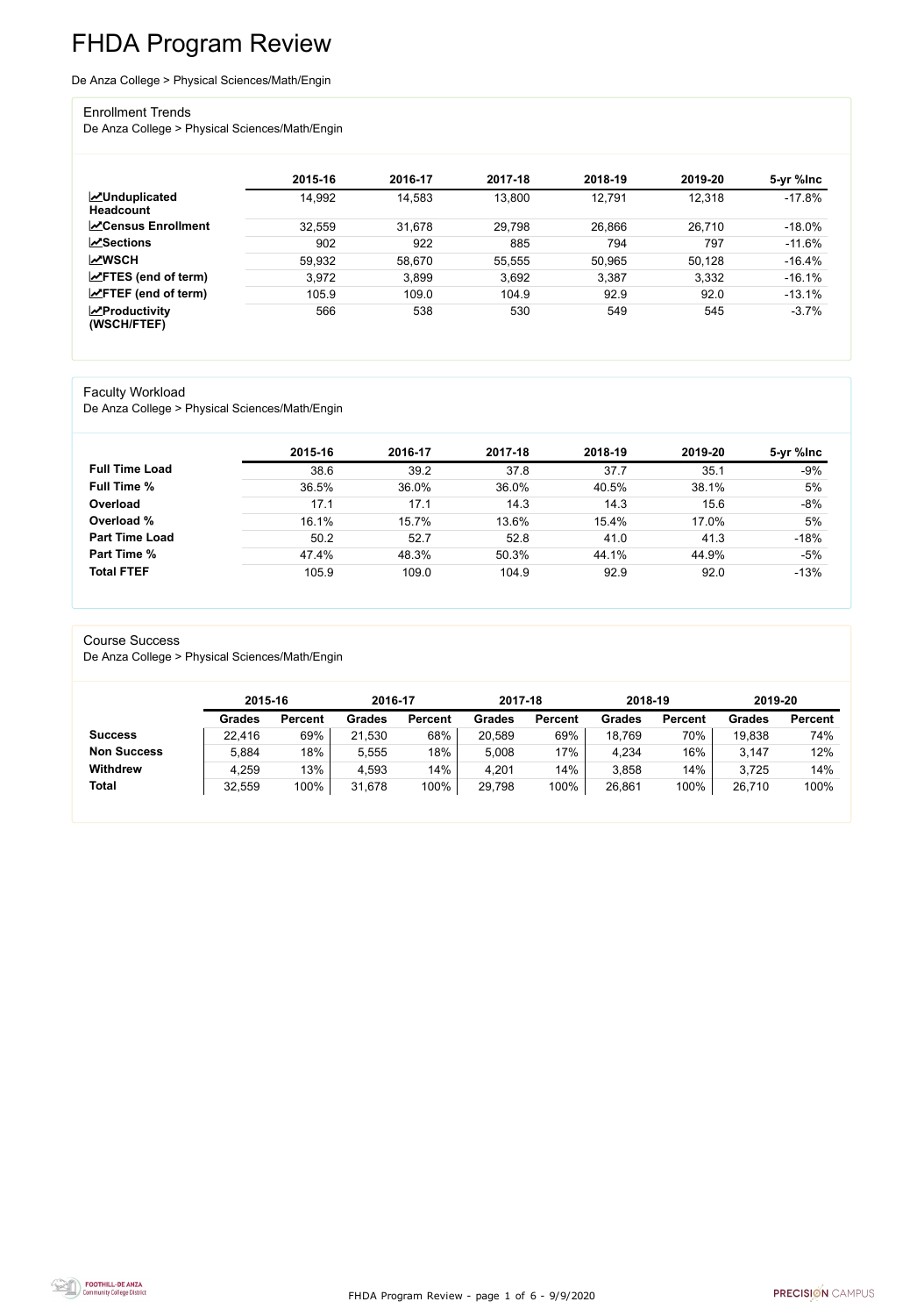# FHDA Program Review

De Anza College > Physical Sciences/Math/Engin

## Enrollment Trends

De Anza College > Physical Sciences/Math/Engin

| | 2015-16 | 2016-17 | 2017-18 | 2018-19 | 2019-20 | 5-yr %Inc |
|---|---|---|---|---|---|---|
| **Unduplicated Headcount** | 14,992 | 14,583 | 13,800 | 12,791 | 12,318 | -17.8% |
| **Census Enrollment** | 32,559 | 31,678 | 29,798 | 26,866 | 26,710 | -18.0% |
| **Sections** | 902 | 922 | 885 | 794 | 797 | -11.6% |
| **WSCH** | 59,932 | 58,670 | 55,555 | 50,965 | 50,128 | -16.4% |
| **FTES (end of term)** | 3,972 | 3,899 | 3,692 | 3,387 | 3,332 | -16.1% |
| **FTEF (end of term)** | 105.9 | 109.0 | 104.9 | 92.9 | 92.0 | -13.1% |
| **Productivity (WSCH/FTEF)** | 566 | 538 | 530 | 549 | 545 | -3.7% |

## Faculty Workload

De Anza College > Physical Sciences/Math/Engin

| | 2015-16 | 2016-17 | 2017-18 | 2018-19 | 2019-20 | 5-yr %Inc |
|---|---|---|---|---|---|---|
| **Full Time Load** | 38.6 | 39.2 | 37.8 | 37.7 | 35.1 | -9% |
| **Full Time %** | 36.5% | 36.0% | 36.0% | 40.5% | 38.1% | 5% |
| **Overload** | 17.1 | 17.1 | 14.3 | 14.3 | 15.6 | -8% |
| **Overload %** | 16.1% | 15.7% | 13.6% | 15.4% | 17.0% | 5% |
| **Part Time Load** | 50.2 | 52.7 | 52.8 | 41.0 | 41.3 | -18% |
| **Part Time %** | 47.4% | 48.3% | 50.3% | 44.1% | 44.9% | -5% |
| **Total FTEF** | 105.9 | 109.0 | 104.9 | 92.9 | 92.0 | -13% |

## Course Success

De Anza College > Physical Sciences/Math/Engin

| | 2015-16 | | 2016-17 | | 2017-18 | | 2018-19 | | 2019-20 | |
|---|---|---|---|---|---|---|---|---|---|---|
| | **Grades** | **Percent** | **Grades** | **Percent** | **Grades** | **Percent** | **Grades** | **Percent** | **Grades** | **Percent** |
| **Success** | 22,416 | 69% | 21,530 | 68% | 20,589 | 69% | 18,769 | 70% | 19,838 | 74% |
| **Non Success** | 5,884 | 18% | 5,555 | 18% | 5,008 | 17% | 4,234 | 16% | 3,147 | 12% |
| **Withdrew** | 4,259 | 13% | 4,593 | 14% | 4,201 | 14% | 3,858 | 14% | 3,725 | 14% |
| **Total** | 32,559 | 100% | 31,678 | 100% | 29,798 | 100% | 26,861 | 100% | 26,710 | 100% |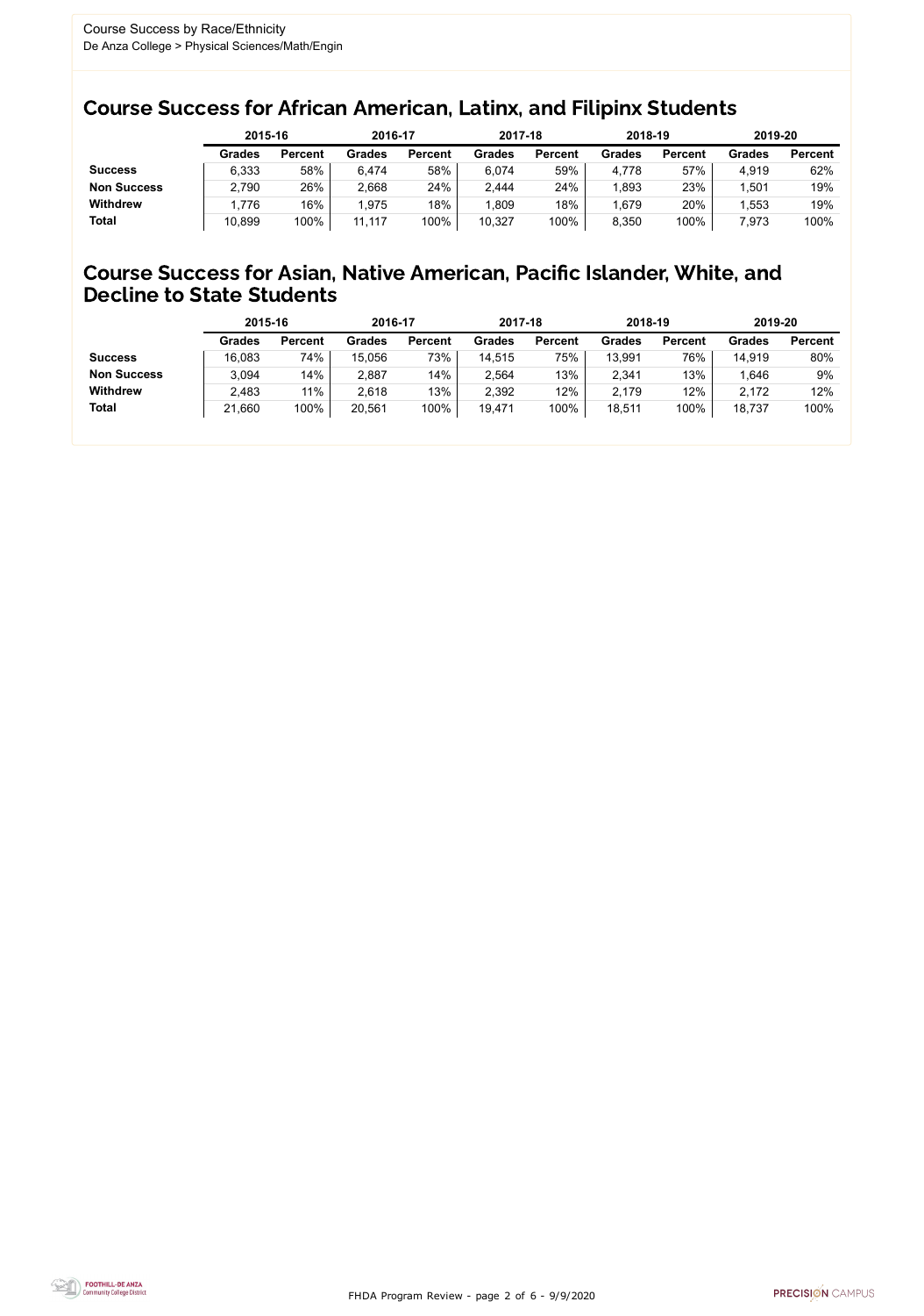Course Success by Race/Ethnicity
De Anza College > Physical Sciences/Math/Engin

## Course Success for African American, Latinx, and Filipinx Students

| | 2015-16 | | 2016-17 | | 2017-18 | | 2018-19 | | 2019-20 | |
|---|---|---|---|---|---|---|---|---|---|---|
| | **Grades** | **Percent** | **Grades** | **Percent** | **Grades** | **Percent** | **Grades** | **Percent** | **Grades** | **Percent** |
| **Success** | 6,333 | 58% | 6,474 | 58% | 6,074 | 59% | 4,778 | 57% | 4,919 | 62% |
| **Non Success** | 2,790 | 26% | 2,668 | 24% | 2,444 | 24% | 1,893 | 23% | 1,501 | 19% |
| **Withdrew** | 1,776 | 16% | 1,975 | 18% | 1,809 | 18% | 1,679 | 20% | 1,553 | 19% |
| **Total** | 10,899 | 100% | 11,117 | 100% | 10,327 | 100% | 8,350 | 100% | 7,973 | 100% |

## Course Success for Asian, Native American, Pacific Islander, White, and Decline to State Students

| | 2015-16 | | 2016-17 | | 2017-18 | | 2018-19 | | 2019-20 | |
|---|---|---|---|---|---|---|---|---|---|---|
| | **Grades** | **Percent** | **Grades** | **Percent** | **Grades** | **Percent** | **Grades** | **Percent** | **Grades** | **Percent** |
| **Success** | 16,083 | 74% | 15,056 | 73% | 14,515 | 75% | 13,991 | 76% | 14,919 | 80% |
| **Non Success** | 3,094 | 14% | 2,887 | 14% | 2,564 | 13% | 2,341 | 13% | 1,646 | 9% |
| **Withdrew** | 2,483 | 11% | 2,618 | 13% | 2,392 | 12% | 2,179 | 12% | 2,172 | 12% |
| **Total** | 21,660 | 100% | 20,561 | 100% | 19,471 | 100% | 18,511 | 100% | 18,737 | 100% |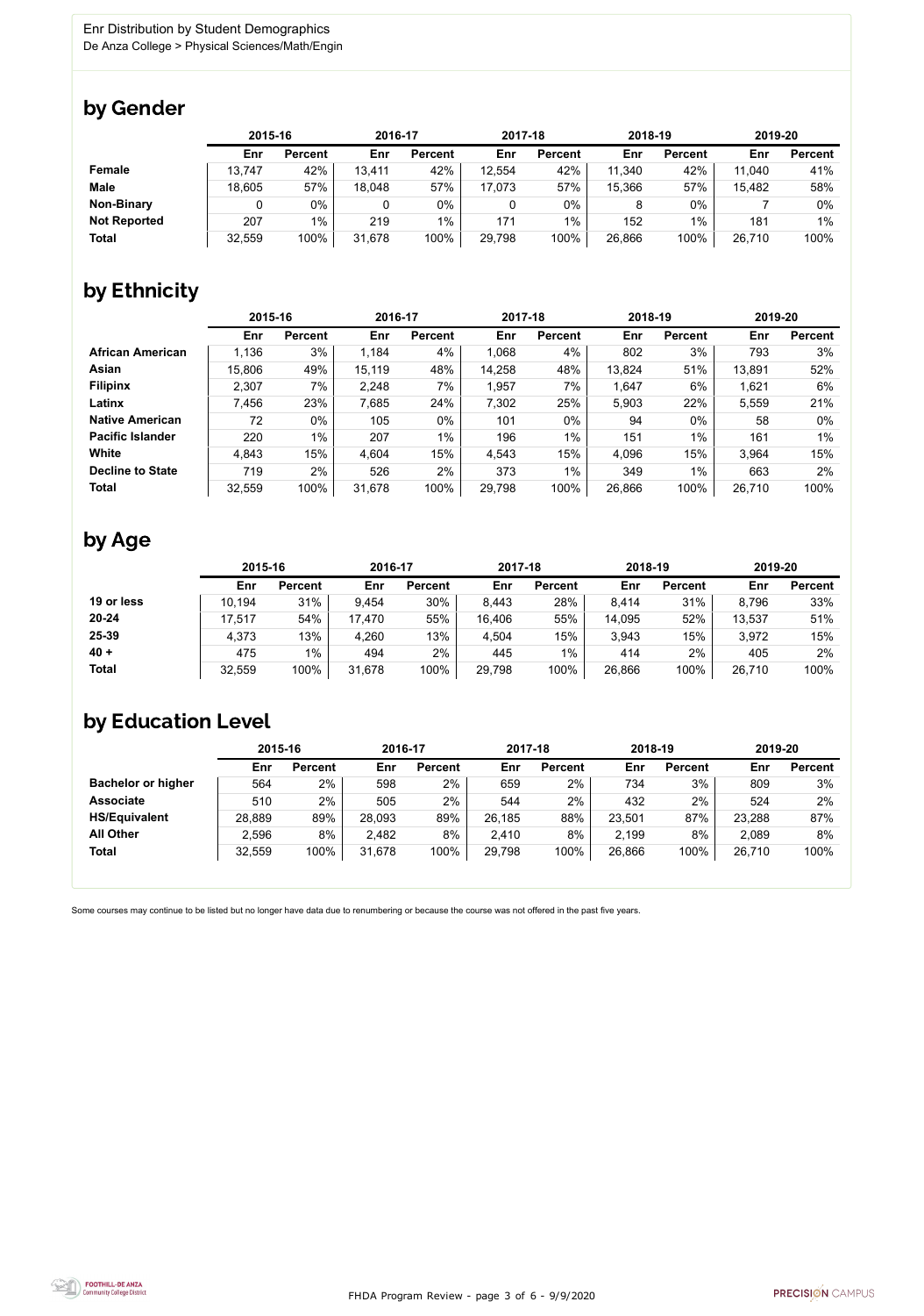Enr Distribution by Student Demographics
De Anza College > Physical Sciences/Math/Engin

## by Gender

| | 2015-16 | | 2016-17 | | 2017-18 | | 2018-19 | | 2019-20 | |
|---|---|---|---|---|---|---|---|---|---|---|
| | Enr | Percent | Enr | Percent | Enr | Percent | Enr | Percent | Enr | Percent |
| **Female** | 13,747 | 42% | 13,411 | 42% | 12,554 | 42% | 11,340 | 42% | 11,040 | 41% |
| **Male** | 18,605 | 57% | 18,048 | 57% | 17,073 | 57% | 15,366 | 57% | 15,482 | 58% |
| **Non-Binary** | 0 | 0% | 0 | 0% | 0 | 0% | 8 | 0% | 7 | 0% |
| **Not Reported** | 207 | 1% | 219 | 1% | 171 | 1% | 152 | 1% | 181 | 1% |
| **Total** | 32,559 | 100% | 31,678 | 100% | 29,798 | 100% | 26,866 | 100% | 26,710 | 100% |

## by Ethnicity

| | 2015-16 | | 2016-17 | | 2017-18 | | 2018-19 | | 2019-20 | |
|---|---|---|---|---|---|---|---|---|---|---|
| | Enr | Percent | Enr | Percent | Enr | Percent | Enr | Percent | Enr | Percent |
| **African American** | 1,136 | 3% | 1,184 | 4% | 1,068 | 4% | 802 | 3% | 793 | 3% |
| **Asian** | 15,806 | 49% | 15,119 | 48% | 14,258 | 48% | 13,824 | 51% | 13,891 | 52% |
| **Filipinx** | 2,307 | 7% | 2,248 | 7% | 1,957 | 7% | 1,647 | 6% | 1,621 | 6% |
| **Latinx** | 7,456 | 23% | 7,685 | 24% | 7,302 | 25% | 5,903 | 22% | 5,559 | 21% |
| **Native American** | 72 | 0% | 105 | 0% | 101 | 0% | 94 | 0% | 58 | 0% |
| **Pacific Islander** | 220 | 1% | 207 | 1% | 196 | 1% | 151 | 1% | 161 | 1% |
| **White** | 4,843 | 15% | 4,604 | 15% | 4,543 | 15% | 4,096 | 15% | 3,964 | 15% |
| **Decline to State** | 719 | 2% | 526 | 2% | 373 | 1% | 349 | 1% | 663 | 2% |
| **Total** | 32,559 | 100% | 31,678 | 100% | 29,798 | 100% | 26,866 | 100% | 26,710 | 100% |

## by Age

| | 2015-16 | | 2016-17 | | 2017-18 | | 2018-19 | | 2019-20 | |
|---|---|---|---|---|---|---|---|---|---|---|
| | Enr | Percent | Enr | Percent | Enr | Percent | Enr | Percent | Enr | Percent |
| **19 or less** | 10,194 | 31% | 9,454 | 30% | 8,443 | 28% | 8,414 | 31% | 8,796 | 33% |
| **20-24** | 17,517 | 54% | 17,470 | 55% | 16,406 | 55% | 14,095 | 52% | 13,537 | 51% |
| **25-39** | 4,373 | 13% | 4,260 | 13% | 4,504 | 15% | 3,943 | 15% | 3,972 | 15% |
| **40 +** | 475 | 1% | 494 | 2% | 445 | 1% | 414 | 2% | 405 | 2% |
| **Total** | 32,559 | 100% | 31,678 | 100% | 29,798 | 100% | 26,866 | 100% | 26,710 | 100% |

## by Education Level

| | 2015-16 | | 2016-17 | | 2017-18 | | 2018-19 | | 2019-20 | |
|---|---|---|---|---|---|---|---|---|---|---|
| | Enr | Percent | Enr | Percent | Enr | Percent | Enr | Percent | Enr | Percent |
| **Bachelor or higher** | 564 | 2% | 598 | 2% | 659 | 2% | 734 | 3% | 809 | 3% |
| **Associate** | 510 | 2% | 505 | 2% | 544 | 2% | 432 | 2% | 524 | 2% |
| **HS/Equivalent** | 28,889 | 89% | 28,093 | 89% | 26,185 | 88% | 23,501 | 87% | 23,288 | 87% |
| **All Other** | 2,596 | 8% | 2,482 | 8% | 2,410 | 8% | 2,199 | 8% | 2,089 | 8% |
| **Total** | 32,559 | 100% | 31,678 | 100% | 29,798 | 100% | 26,866 | 100% | 26,710 | 100% |

Some courses may continue to be listed but no longer have data due to renumbering or because the course was not offered in the past five years.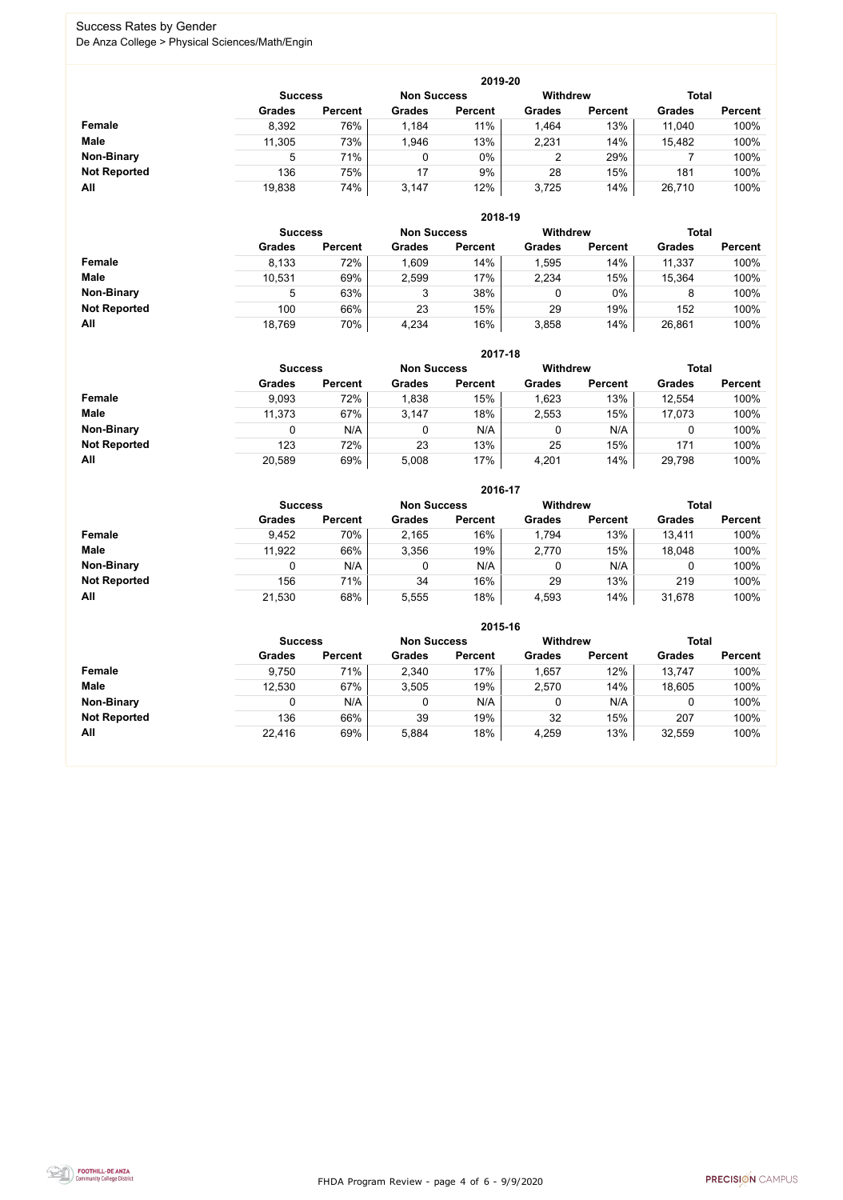# Success Rates by Gender

De Anza College > Physical Sciences/Math/Engin

| 2019-20 | Success | | Non Success | | Withdrew | | Total | |
|---|---|---|---|---|---|---|---|---|
| | Grades | Percent | Grades | Percent | Grades | Percent | Grades | Percent |
| **Female** | 8,392 | 76% | 1,184 | 11% | 1,464 | 13% | 11,040 | 100% |
| **Male** | 11,305 | 73% | 1,946 | 13% | 2,231 | 14% | 15,482 | 100% |
| **Non-Binary** | 5 | 71% | 0 | 0% | 2 | 29% | 7 | 100% |
| **Not Reported** | 136 | 75% | 17 | 9% | 28 | 15% | 181 | 100% |
| **All** | 19,838 | 74% | 3,147 | 12% | 3,725 | 14% | 26,710 | 100% |

| 2018-19 | Success | | Non Success | | Withdrew | | Total | |
|---|---|---|---|---|---|---|---|---|
| | Grades | Percent | Grades | Percent | Grades | Percent | Grades | Percent |
| **Female** | 8,133 | 72% | 1,609 | 14% | 1,595 | 14% | 11,337 | 100% |
| **Male** | 10,531 | 69% | 2,599 | 17% | 2,234 | 15% | 15,364 | 100% |
| **Non-Binary** | 5 | 63% | 3 | 38% | 0 | 0% | 8 | 100% |
| **Not Reported** | 100 | 66% | 23 | 15% | 29 | 19% | 152 | 100% |
| **All** | 18,769 | 70% | 4,234 | 16% | 3,858 | 14% | 26,861 | 100% |

| 2017-18 | Success | | Non Success | | Withdrew | | Total | |
|---|---|---|---|---|---|---|---|---|
| | Grades | Percent | Grades | Percent | Grades | Percent | Grades | Percent |
| **Female** | 9,093 | 72% | 1,838 | 15% | 1,623 | 13% | 12,554 | 100% |
| **Male** | 11,373 | 67% | 3,147 | 18% | 2,553 | 15% | 17,073 | 100% |
| **Non-Binary** | 0 | N/A | 0 | N/A | 0 | N/A | 0 | 100% |
| **Not Reported** | 123 | 72% | 23 | 13% | 25 | 15% | 171 | 100% |
| **All** | 20,589 | 69% | 5,008 | 17% | 4,201 | 14% | 29,798 | 100% |

| 2016-17 | Success | | Non Success | | Withdrew | | Total | |
|---|---|---|---|---|---|---|---|---|
| | Grades | Percent | Grades | Percent | Grades | Percent | Grades | Percent |
| **Female** | 9,452 | 70% | 2,165 | 16% | 1,794 | 13% | 13,411 | 100% |
| **Male** | 11,922 | 66% | 3,356 | 19% | 2,770 | 15% | 18,048 | 100% |
| **Non-Binary** | 0 | N/A | 0 | N/A | 0 | N/A | 0 | 100% |
| **Not Reported** | 156 | 71% | 34 | 16% | 29 | 13% | 219 | 100% |
| **All** | 21,530 | 68% | 5,555 | 18% | 4,593 | 14% | 31,678 | 100% |

| 2015-16 | Success | | Non Success | | Withdrew | | Total | |
|---|---|---|---|---|---|---|---|---|
| | Grades | Percent | Grades | Percent | Grades | Percent | Grades | Percent |
| **Female** | 9,750 | 71% | 2,340 | 17% | 1,657 | 12% | 13,747 | 100% |
| **Male** | 12,530 | 67% | 3,505 | 19% | 2,570 | 14% | 18,605 | 100% |
| **Non-Binary** | 0 | N/A | 0 | N/A | 0 | N/A | 0 | 100% |
| **Not Reported** | 136 | 66% | 39 | 19% | 32 | 15% | 207 | 100% |
| **All** | 22,416 | 69% | 5,884 | 18% | 4,259 | 13% | 32,559 | 100% |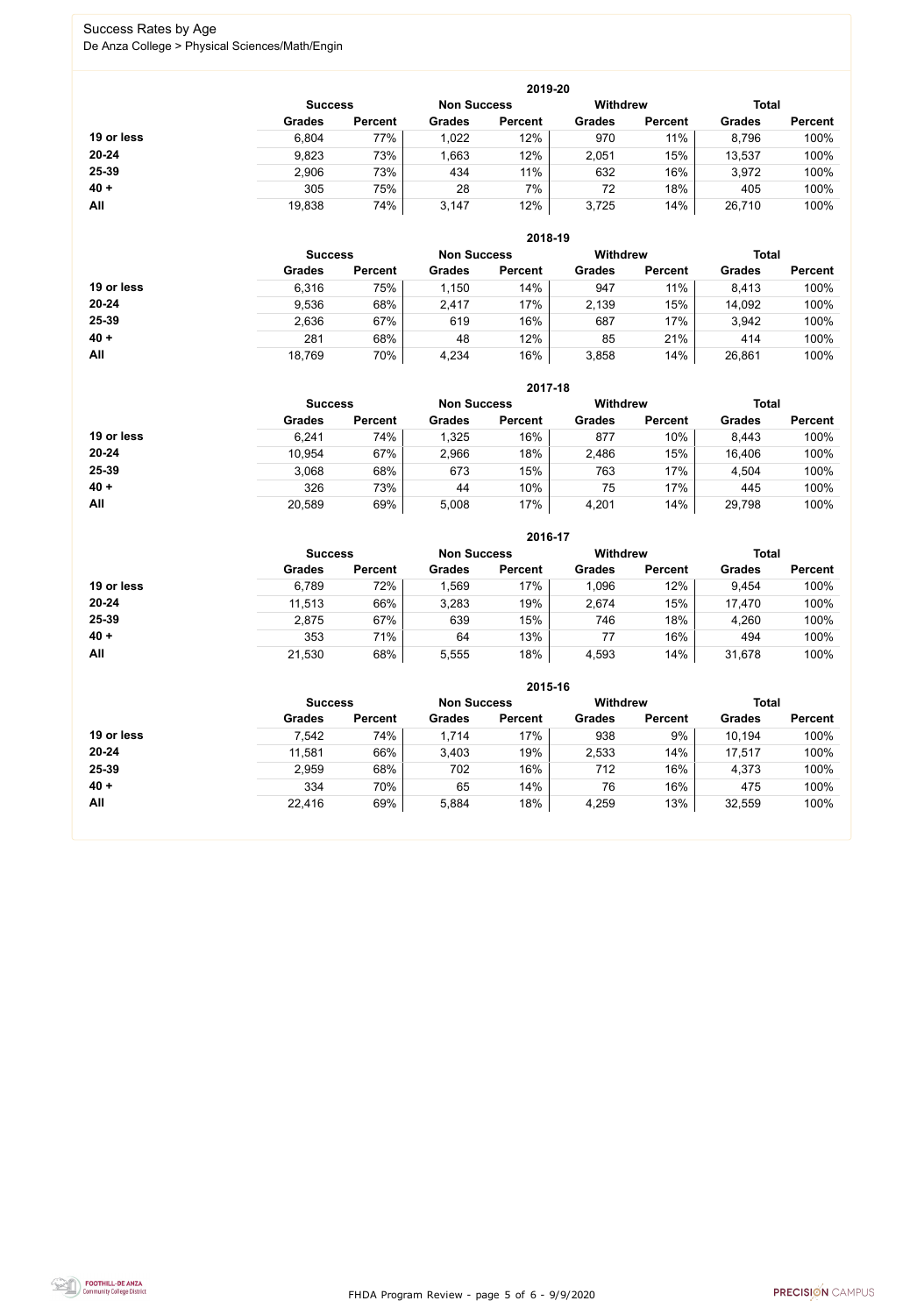# Success Rates by Age

De Anza College > Physical Sciences/Math/Engin

## 2019-20

| | Success | | Non Success | | Withdrew | | Total | |
|---|---|---|---|---|---|---|---|---|
| | Grades | Percent | Grades | Percent | Grades | Percent | Grades | Percent |
| **19 or less** | 6,804 | 77% | 1,022 | 12% | 970 | 11% | 8,796 | 100% |
| **20-24** | 9,823 | 73% | 1,663 | 12% | 2,051 | 15% | 13,537 | 100% |
| **25-39** | 2,906 | 73% | 434 | 11% | 632 | 16% | 3,972 | 100% |
| **40 +** | 305 | 75% | 28 | 7% | 72 | 18% | 405 | 100% |
| **All** | 19,838 | 74% | 3,147 | 12% | 3,725 | 14% | 26,710 | 100% |

## 2018-19

| | Success | | Non Success | | Withdrew | | Total | |
|---|---|---|---|---|---|---|---|---|
| | Grades | Percent | Grades | Percent | Grades | Percent | Grades | Percent |
| **19 or less** | 6,316 | 75% | 1,150 | 14% | 947 | 11% | 8,413 | 100% |
| **20-24** | 9,536 | 68% | 2,417 | 17% | 2,139 | 15% | 14,092 | 100% |
| **25-39** | 2,636 | 67% | 619 | 16% | 687 | 17% | 3,942 | 100% |
| **40 +** | 281 | 68% | 48 | 12% | 85 | 21% | 414 | 100% |
| **All** | 18,769 | 70% | 4,234 | 16% | 3,858 | 14% | 26,861 | 100% |

## 2017-18

| | Success | | Non Success | | Withdrew | | Total | |
|---|---|---|---|---|---|---|---|---|
| | Grades | Percent | Grades | Percent | Grades | Percent | Grades | Percent |
| **19 or less** | 6,241 | 74% | 1,325 | 16% | 877 | 10% | 8,443 | 100% |
| **20-24** | 10,954 | 67% | 2,966 | 18% | 2,486 | 15% | 16,406 | 100% |
| **25-39** | 3,068 | 68% | 673 | 15% | 763 | 17% | 4,504 | 100% |
| **40 +** | 326 | 73% | 44 | 10% | 75 | 17% | 445 | 100% |
| **All** | 20,589 | 69% | 5,008 | 17% | 4,201 | 14% | 29,798 | 100% |

## 2016-17

| | Success | | Non Success | | Withdrew | | Total | |
|---|---|---|---|---|---|---|---|---|
| | Grades | Percent | Grades | Percent | Grades | Percent | Grades | Percent |
| **19 or less** | 6,789 | 72% | 1,569 | 17% | 1,096 | 12% | 9,454 | 100% |
| **20-24** | 11,513 | 66% | 3,283 | 19% | 2,674 | 15% | 17,470 | 100% |
| **25-39** | 2,875 | 67% | 639 | 15% | 746 | 18% | 4,260 | 100% |
| **40 +** | 353 | 71% | 64 | 13% | 77 | 16% | 494 | 100% |
| **All** | 21,530 | 68% | 5,555 | 18% | 4,593 | 14% | 31,678 | 100% |

## 2015-16

| | Success | | Non Success | | Withdrew | | Total | |
|---|---|---|---|---|---|---|---|---|
| | Grades | Percent | Grades | Percent | Grades | Percent | Grades | Percent |
| **19 or less** | 7,542 | 74% | 1,714 | 17% | 938 | 9% | 10,194 | 100% |
| **20-24** | 11,581 | 66% | 3,403 | 19% | 2,533 | 14% | 17,517 | 100% |
| **25-39** | 2,959 | 68% | 702 | 16% | 712 | 16% | 4,373 | 100% |
| **40 +** | 334 | 70% | 65 | 14% | 76 | 16% | 475 | 100% |
| **All** | 22,416 | 69% | 5,884 | 18% | 4,259 | 13% | 32,559 | 100% |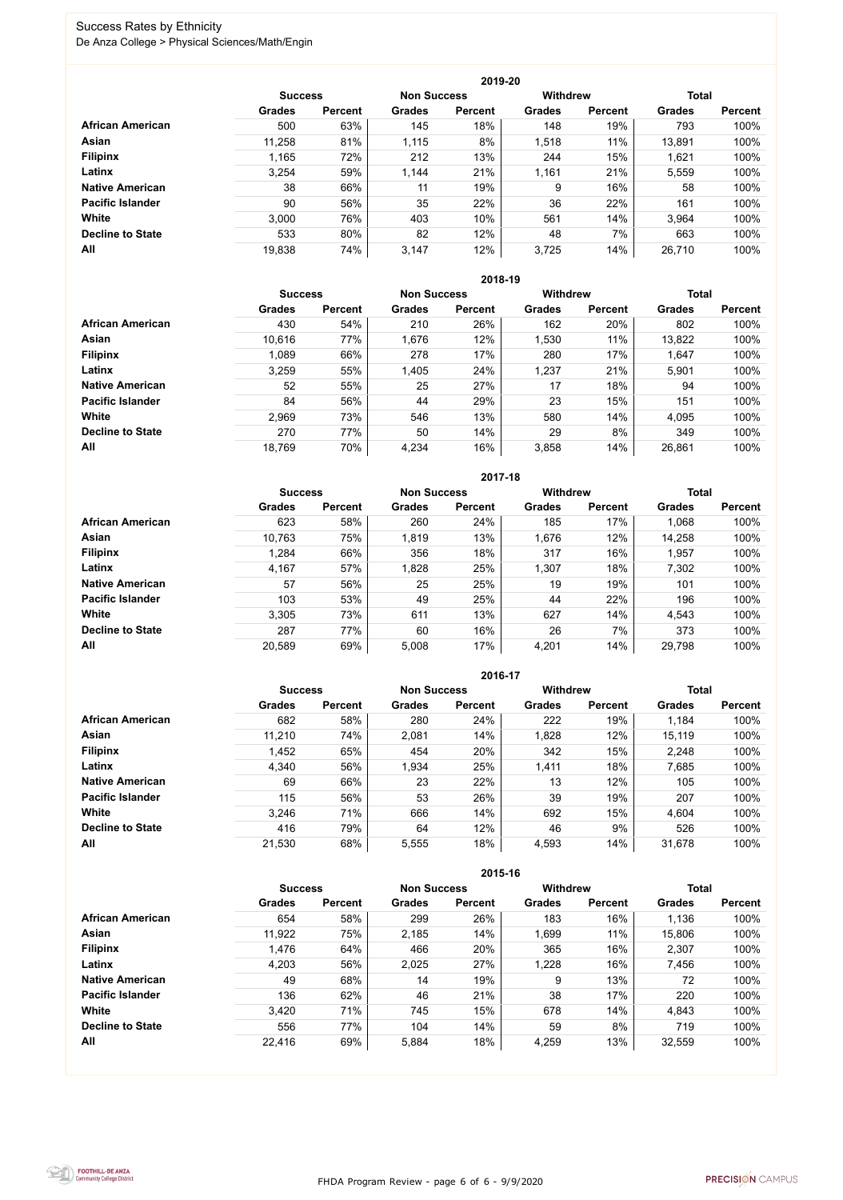# Success Rates by Ethnicity

De Anza College > Physical Sciences/Math/Engin

## 2019-20

| | Success | | Non Success | | Withdrew | | Total | |
|---|---|---|---|---|---|---|---|---|
| | Grades | Percent | Grades | Percent | Grades | Percent | Grades | Percent |
| **African American** | 500 | 63% | 145 | 18% | 148 | 19% | 793 | 100% |
| **Asian** | 11,258 | 81% | 1,115 | 8% | 1,518 | 11% | 13,891 | 100% |
| **Filipinx** | 1,165 | 72% | 212 | 13% | 244 | 15% | 1,621 | 100% |
| **Latinx** | 3,254 | 59% | 1,144 | 21% | 1,161 | 21% | 5,559 | 100% |
| **Native American** | 38 | 66% | 11 | 19% | 9 | 16% | 58 | 100% |
| **Pacific Islander** | 90 | 56% | 35 | 22% | 36 | 22% | 161 | 100% |
| **White** | 3,000 | 76% | 403 | 10% | 561 | 14% | 3,964 | 100% |
| **Decline to State** | 533 | 80% | 82 | 12% | 48 | 7% | 663 | 100% |
| **All** | 19,838 | 74% | 3,147 | 12% | 3,725 | 14% | 26,710 | 100% |

## 2018-19

| | Success | | Non Success | | Withdrew | | Total | |
|---|---|---|---|---|---|---|---|---|
| | Grades | Percent | Grades | Percent | Grades | Percent | Grades | Percent |
| **African American** | 430 | 54% | 210 | 26% | 162 | 20% | 802 | 100% |
| **Asian** | 10,616 | 77% | 1,676 | 12% | 1,530 | 11% | 13,822 | 100% |
| **Filipinx** | 1,089 | 66% | 278 | 17% | 280 | 17% | 1,647 | 100% |
| **Latinx** | 3,259 | 55% | 1,405 | 24% | 1,237 | 21% | 5,901 | 100% |
| **Native American** | 52 | 55% | 25 | 27% | 17 | 18% | 94 | 100% |
| **Pacific Islander** | 84 | 56% | 44 | 29% | 23 | 15% | 151 | 100% |
| **White** | 2,969 | 73% | 546 | 13% | 580 | 14% | 4,095 | 100% |
| **Decline to State** | 270 | 77% | 50 | 14% | 29 | 8% | 349 | 100% |
| **All** | 18,769 | 70% | 4,234 | 16% | 3,858 | 14% | 26,861 | 100% |

## 2017-18

| | Success | | Non Success | | Withdrew | | Total | |
|---|---|---|---|---|---|---|---|---|
| | Grades | Percent | Grades | Percent | Grades | Percent | Grades | Percent |
| **African American** | 623 | 58% | 260 | 24% | 185 | 17% | 1,068 | 100% |
| **Asian** | 10,763 | 75% | 1,819 | 13% | 1,676 | 12% | 14,258 | 100% |
| **Filipinx** | 1,284 | 66% | 356 | 18% | 317 | 16% | 1,957 | 100% |
| **Latinx** | 4,167 | 57% | 1,828 | 25% | 1,307 | 18% | 7,302 | 100% |
| **Native American** | 57 | 56% | 25 | 25% | 19 | 19% | 101 | 100% |
| **Pacific Islander** | 103 | 53% | 49 | 25% | 44 | 22% | 196 | 100% |
| **White** | 3,305 | 73% | 611 | 13% | 627 | 14% | 4,543 | 100% |
| **Decline to State** | 287 | 77% | 60 | 16% | 26 | 7% | 373 | 100% |
| **All** | 20,589 | 69% | 5,008 | 17% | 4,201 | 14% | 29,798 | 100% |

## 2016-17

| | Success | | Non Success | | Withdrew | | Total | |
|---|---|---|---|---|---|---|---|---|
| | Grades | Percent | Grades | Percent | Grades | Percent | Grades | Percent |
| **African American** | 682 | 58% | 280 | 24% | 222 | 19% | 1,184 | 100% |
| **Asian** | 11,210 | 74% | 2,081 | 14% | 1,828 | 12% | 15,119 | 100% |
| **Filipinx** | 1,452 | 65% | 454 | 20% | 342 | 15% | 2,248 | 100% |
| **Latinx** | 4,340 | 56% | 1,934 | 25% | 1,411 | 18% | 7,685 | 100% |
| **Native American** | 69 | 66% | 23 | 22% | 13 | 12% | 105 | 100% |
| **Pacific Islander** | 115 | 56% | 53 | 26% | 39 | 19% | 207 | 100% |
| **White** | 3,246 | 71% | 666 | 14% | 692 | 15% | 4,604 | 100% |
| **Decline to State** | 416 | 79% | 64 | 12% | 46 | 9% | 526 | 100% |
| **All** | 21,530 | 68% | 5,555 | 18% | 4,593 | 14% | 31,678 | 100% |

## 2015-16

| | Success | | Non Success | | Withdrew | | Total | |
|---|---|---|---|---|---|---|---|---|
| | Grades | Percent | Grades | Percent | Grades | Percent | Grades | Percent |
| **African American** | 654 | 58% | 299 | 26% | 183 | 16% | 1,136 | 100% |
| **Asian** | 11,922 | 75% | 2,185 | 14% | 1,699 | 11% | 15,806 | 100% |
| **Filipinx** | 1,476 | 64% | 466 | 20% | 365 | 16% | 2,307 | 100% |
| **Latinx** | 4,203 | 56% | 2,025 | 27% | 1,228 | 16% | 7,456 | 100% |
| **Native American** | 49 | 68% | 14 | 19% | 9 | 13% | 72 | 100% |
| **Pacific Islander** | 136 | 62% | 46 | 21% | 38 | 17% | 220 | 100% |
| **White** | 3,420 | 71% | 745 | 15% | 678 | 14% | 4,843 | 100% |
| **Decline to State** | 556 | 77% | 104 | 14% | 59 | 8% | 719 | 100% |
| **All** | 22,416 | 69% | 5,884 | 18% | 4,259 | 13% | 32,559 | 100% |